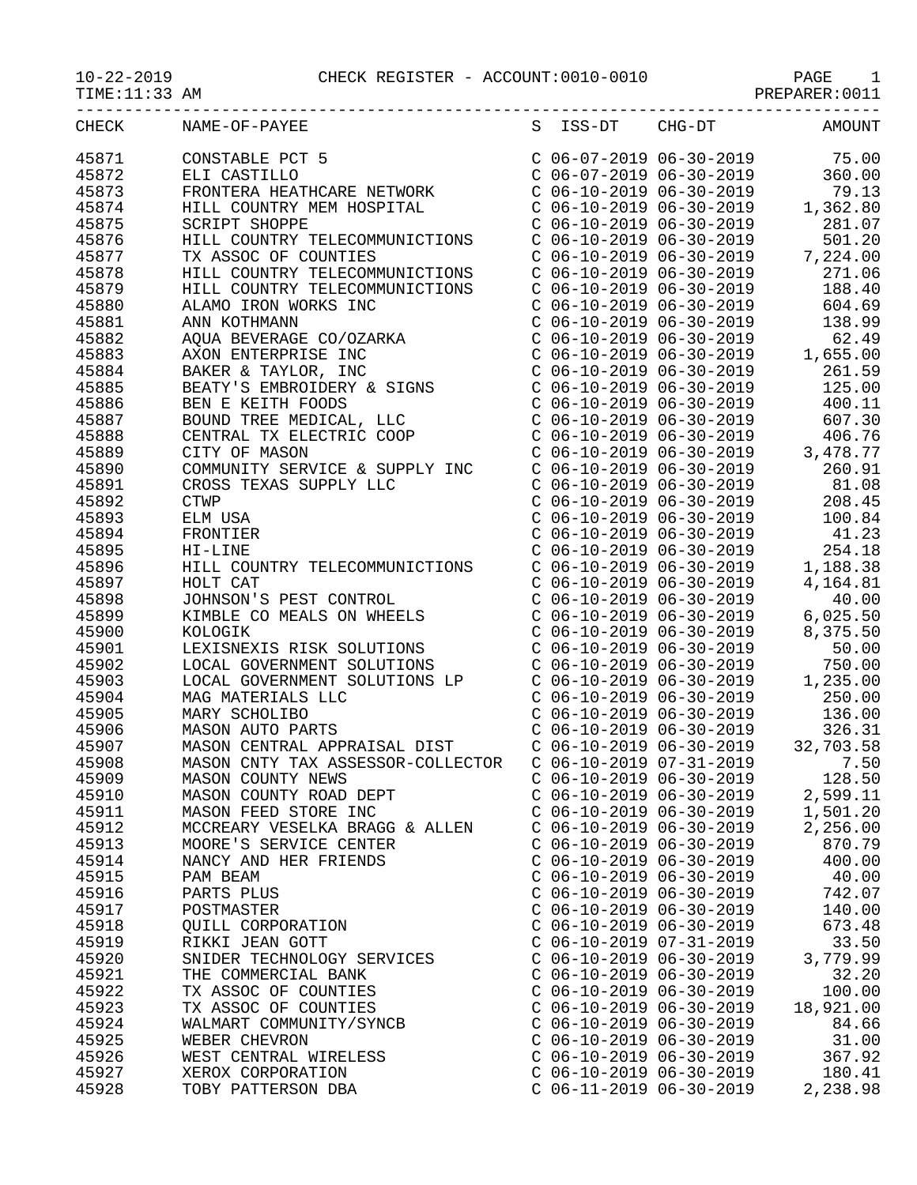10-22-2019 CHECK REGISTER - ACCOUNT:0010-0010

TIME:11:33 AM PREPARER:0011

| CHECK | NAME-OF-PAYEE | S | ISS-DT | CHG-DT | AMOUNT |
|---|---|---|---|---|---|
| 45871 | CONSTABLE PCT 5 | C | 06-07-2019 | 06-30-2019 | 75.00 |
| 45872 | ELI CASTILLO | C | 06-07-2019 | 06-30-2019 | 360.00 |
| 45873 | FRONTERA HEATHCARE NETWORK | C | 06-10-2019 | 06-30-2019 | 79.13 |
| 45874 | HILL COUNTRY MEM HOSPITAL | C | 06-10-2019 | 06-30-2019 | 1,362.80 |
| 45875 | SCRIPT SHOPPE | C | 06-10-2019 | 06-30-2019 | 281.07 |
| 45876 | HILL COUNTRY TELECOMMUNICTIONS | C | 06-10-2019 | 06-30-2019 | 501.20 |
| 45877 | TX ASSOC OF COUNTIES | C | 06-10-2019 | 06-30-2019 | 7,224.00 |
| 45878 | HILL COUNTRY TELECOMMUNICTIONS | C | 06-10-2019 | 06-30-2019 | 271.06 |
| 45879 | HILL COUNTRY TELECOMMUNICTIONS | C | 06-10-2019 | 06-30-2019 | 188.40 |
| 45880 | ALAMO IRON WORKS INC | C | 06-10-2019 | 06-30-2019 | 604.69 |
| 45881 | ANN KOTHMANN | C | 06-10-2019 | 06-30-2019 | 138.99 |
| 45882 | AQUA BEVERAGE CO/OZARKA | C | 06-10-2019 | 06-30-2019 | 62.49 |
| 45883 | AXON ENTERPRISE INC | C | 06-10-2019 | 06-30-2019 | 1,655.00 |
| 45884 | BAKER & TAYLOR, INC | C | 06-10-2019 | 06-30-2019 | 261.59 |
| 45885 | BEATY'S EMBROIDERY & SIGNS | C | 06-10-2019 | 06-30-2019 | 125.00 |
| 45886 | BEN E KEITH FOODS | C | 06-10-2019 | 06-30-2019 | 400.11 |
| 45887 | BOUND TREE MEDICAL, LLC | C | 06-10-2019 | 06-30-2019 | 607.30 |
| 45888 | CENTRAL TX ELECTRIC COOP | C | 06-10-2019 | 06-30-2019 | 406.76 |
| 45889 | CITY OF MASON | C | 06-10-2019 | 06-30-2019 | 3,478.77 |
| 45890 | COMMUNITY SERVICE & SUPPLY INC | C | 06-10-2019 | 06-30-2019 | 260.91 |
| 45891 | CROSS TEXAS SUPPLY LLC | C | 06-10-2019 | 06-30-2019 | 81.08 |
| 45892 | CTWP | C | 06-10-2019 | 06-30-2019 | 208.45 |
| 45893 | ELM USA | C | 06-10-2019 | 06-30-2019 | 100.84 |
| 45894 | FRONTIER | C | 06-10-2019 | 06-30-2019 | 41.23 |
| 45895 | HI-LINE | C | 06-10-2019 | 06-30-2019 | 254.18 |
| 45896 | HILL COUNTRY TELECOMMUNICTIONS | C | 06-10-2019 | 06-30-2019 | 1,188.38 |
| 45897 | HOLT CAT | C | 06-10-2019 | 06-30-2019 | 4,164.81 |
| 45898 | JOHNSON'S PEST CONTROL | C | 06-10-2019 | 06-30-2019 | 40.00 |
| 45899 | KIMBLE CO MEALS ON WHEELS | C | 06-10-2019 | 06-30-2019 | 6,025.50 |
| 45900 | KOLOGIK | C | 06-10-2019 | 06-30-2019 | 8,375.50 |
| 45901 | LEXISNEXIS RISK SOLUTIONS | C | 06-10-2019 | 06-30-2019 | 50.00 |
| 45902 | LOCAL GOVERNMENT SOLUTIONS | C | 06-10-2019 | 06-30-2019 | 750.00 |
| 45903 | LOCAL GOVERNMENT SOLUTIONS LP | C | 06-10-2019 | 06-30-2019 | 1,235.00 |
| 45904 | MAG MATERIALS LLC | C | 06-10-2019 | 06-30-2019 | 250.00 |
| 45905 | MARY SCHOLIBO | C | 06-10-2019 | 06-30-2019 | 136.00 |
| 45906 | MASON AUTO PARTS | C | 06-10-2019 | 06-30-2019 | 326.31 |
| 45907 | MASON CENTRAL APPRAISAL DIST | C | 06-10-2019 | 06-30-2019 | 32,703.58 |
| 45908 | MASON CNTY TAX ASSESSOR-COLLECTOR | C | 06-10-2019 | 07-31-2019 | 7.50 |
| 45909 | MASON COUNTY NEWS | C | 06-10-2019 | 06-30-2019 | 128.50 |
| 45910 | MASON COUNTY ROAD DEPT | C | 06-10-2019 | 06-30-2019 | 2,599.11 |
| 45911 | MASON FEED STORE INC | C | 06-10-2019 | 06-30-2019 | 1,501.20 |
| 45912 | MCCREARY VESELKA BRAGG & ALLEN | C | 06-10-2019 | 06-30-2019 | 2,256.00 |
| 45913 | MOORE'S SERVICE CENTER | C | 06-10-2019 | 06-30-2019 | 870.79 |
| 45914 | NANCY AND HER FRIENDS | C | 06-10-2019 | 06-30-2019 | 400.00 |
| 45915 | PAM BEAM | C | 06-10-2019 | 06-30-2019 | 40.00 |
| 45916 | PARTS PLUS | C | 06-10-2019 | 06-30-2019 | 742.07 |
| 45917 | POSTMASTER | C | 06-10-2019 | 06-30-2019 | 140.00 |
| 45918 | QUILL CORPORATION | C | 06-10-2019 | 06-30-2019 | 673.48 |
| 45919 | RIKKI JEAN GOTT | C | 06-10-2019 | 07-31-2019 | 33.50 |
| 45920 | SNIDER TECHNOLOGY SERVICES | C | 06-10-2019 | 06-30-2019 | 3,779.99 |
| 45921 | THE COMMERCIAL BANK | C | 06-10-2019 | 06-30-2019 | 32.20 |
| 45922 | TX ASSOC OF COUNTIES | C | 06-10-2019 | 06-30-2019 | 100.00 |
| 45923 | TX ASSOC OF COUNTIES | C | 06-10-2019 | 06-30-2019 | 18,921.00 |
| 45924 | WALMART COMMUNITY/SYNCB | C | 06-10-2019 | 06-30-2019 | 84.66 |
| 45925 | WEBER CHEVRON | C | 06-10-2019 | 06-30-2019 | 31.00 |
| 45926 | WEST CENTRAL WIRELESS | C | 06-10-2019 | 06-30-2019 | 367.92 |
| 45927 | XEROX CORPORATION | C | 06-10-2019 | 06-30-2019 | 180.41 |
| 45928 | TOBY PATTERSON DBA | C | 06-11-2019 | 06-30-2019 | 2,238.98 |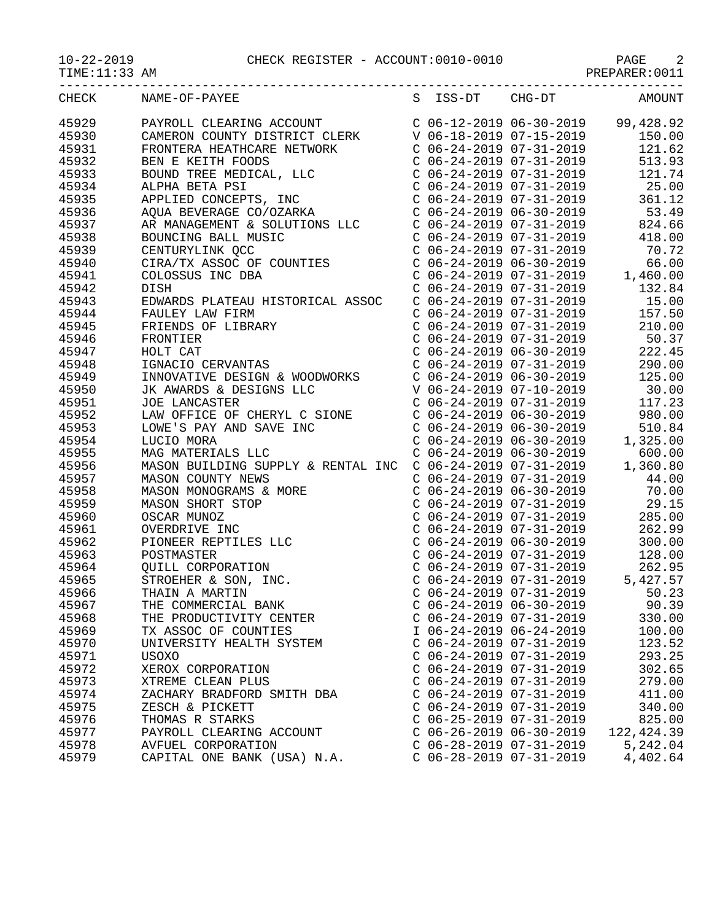10-22-2019 CHECK REGISTER - ACCOUNT:0010-0010
TIME:11:33 AM PREPARER:0011

| CHECK | NAME-OF-PAYEE | S | ISS-DT | CHG-DT | AMOUNT |
|---|---|---|---|---|---|
| 45929 | PAYROLL CLEARING ACCOUNT | C | 06-12-2019 | 06-30-2019 | 99,428.92 |
| 45930 | CAMERON COUNTY DISTRICT CLERK | V | 06-18-2019 | 07-15-2019 | 150.00 |
| 45931 | FRONTERA HEATHCARE NETWORK | C | 06-24-2019 | 07-31-2019 | 121.62 |
| 45932 | BEN E KEITH FOODS | C | 06-24-2019 | 07-31-2019 | 513.93 |
| 45933 | BOUND TREE MEDICAL, LLC | C | 06-24-2019 | 07-31-2019 | 121.74 |
| 45934 | ALPHA BETA PSI | C | 06-24-2019 | 07-31-2019 | 25.00 |
| 45935 | APPLIED CONCEPTS, INC | C | 06-24-2019 | 07-31-2019 | 361.12 |
| 45936 | AQUA BEVERAGE CO/OZARKA | C | 06-24-2019 | 06-30-2019 | 53.49 |
| 45937 | AR MANAGEMENT & SOLUTIONS LLC | C | 06-24-2019 | 07-31-2019 | 824.66 |
| 45938 | BOUNCING BALL MUSIC | C | 06-24-2019 | 07-31-2019 | 418.00 |
| 45939 | CENTURYLINK QCC | C | 06-24-2019 | 07-31-2019 | 70.72 |
| 45940 | CIRA/TX ASSOC OF COUNTIES | C | 06-24-2019 | 06-30-2019 | 66.00 |
| 45941 | COLOSSUS INC DBA | C | 06-24-2019 | 07-31-2019 | 1,460.00 |
| 45942 | DISH | C | 06-24-2019 | 07-31-2019 | 132.84 |
| 45943 | EDWARDS PLATEAU HISTORICAL ASSOC | C | 06-24-2019 | 07-31-2019 | 15.00 |
| 45944 | FAULEY LAW FIRM | C | 06-24-2019 | 07-31-2019 | 157.50 |
| 45945 | FRIENDS OF LIBRARY | C | 06-24-2019 | 07-31-2019 | 210.00 |
| 45946 | FRONTIER | C | 06-24-2019 | 07-31-2019 | 50.37 |
| 45947 | HOLT CAT | C | 06-24-2019 | 06-30-2019 | 222.45 |
| 45948 | IGNACIO CERVANTAS | C | 06-24-2019 | 07-31-2019 | 290.00 |
| 45949 | INNOVATIVE DESIGN & WOODWORKS | C | 06-24-2019 | 06-30-2019 | 125.00 |
| 45950 | JK AWARDS & DESIGNS LLC | V | 06-24-2019 | 07-10-2019 | 30.00 |
| 45951 | JOE LANCASTER | C | 06-24-2019 | 07-31-2019 | 117.23 |
| 45952 | LAW OFFICE OF CHERYL C SIONE | C | 06-24-2019 | 06-30-2019 | 980.00 |
| 45953 | LOWE'S PAY AND SAVE INC | C | 06-24-2019 | 06-30-2019 | 510.84 |
| 45954 | LUCIO MORA | C | 06-24-2019 | 06-30-2019 | 1,325.00 |
| 45955 | MAG MATERIALS LLC | C | 06-24-2019 | 06-30-2019 | 600.00 |
| 45956 | MASON BUILDING SUPPLY & RENTAL INC | C | 06-24-2019 | 07-31-2019 | 1,360.80 |
| 45957 | MASON COUNTY NEWS | C | 06-24-2019 | 07-31-2019 | 44.00 |
| 45958 | MASON MONOGRAMS & MORE | C | 06-24-2019 | 06-30-2019 | 70.00 |
| 45959 | MASON SHORT STOP | C | 06-24-2019 | 07-31-2019 | 29.15 |
| 45960 | OSCAR MUNOZ | C | 06-24-2019 | 07-31-2019 | 285.00 |
| 45961 | OVERDRIVE INC | C | 06-24-2019 | 07-31-2019 | 262.99 |
| 45962 | PIONEER REPTILES LLC | C | 06-24-2019 | 06-30-2019 | 300.00 |
| 45963 | POSTMASTER | C | 06-24-2019 | 07-31-2019 | 128.00 |
| 45964 | QUILL CORPORATION | C | 06-24-2019 | 07-31-2019 | 262.95 |
| 45965 | STROEHER & SON, INC. | C | 06-24-2019 | 07-31-2019 | 5,427.57 |
| 45966 | THAIN A MARTIN | C | 06-24-2019 | 07-31-2019 | 50.23 |
| 45967 | THE COMMERCIAL BANK | C | 06-24-2019 | 06-30-2019 | 90.39 |
| 45968 | THE PRODUCTIVITY CENTER | C | 06-24-2019 | 07-31-2019 | 330.00 |
| 45969 | TX ASSOC OF COUNTIES | I | 06-24-2019 | 06-24-2019 | 100.00 |
| 45970 | UNIVERSITY HEALTH SYSTEM | C | 06-24-2019 | 07-31-2019 | 123.52 |
| 45971 | USOXO | C | 06-24-2019 | 07-31-2019 | 293.25 |
| 45972 | XEROX CORPORATION | C | 06-24-2019 | 07-31-2019 | 302.65 |
| 45973 | XTREME CLEAN PLUS | C | 06-24-2019 | 07-31-2019 | 279.00 |
| 45974 | ZACHARY BRADFORD SMITH DBA | C | 06-24-2019 | 07-31-2019 | 411.00 |
| 45975 | ZESCH & PICKETT | C | 06-24-2019 | 07-31-2019 | 340.00 |
| 45976 | THOMAS R STARKS | C | 06-25-2019 | 07-31-2019 | 825.00 |
| 45977 | PAYROLL CLEARING ACCOUNT | C | 06-26-2019 | 06-30-2019 | 122,424.39 |
| 45978 | AVFUEL CORPORATION | C | 06-28-2019 | 07-31-2019 | 5,242.04 |
| 45979 | CAPITAL ONE BANK (USA) N.A. | C | 06-28-2019 | 07-31-2019 | 4,402.64 |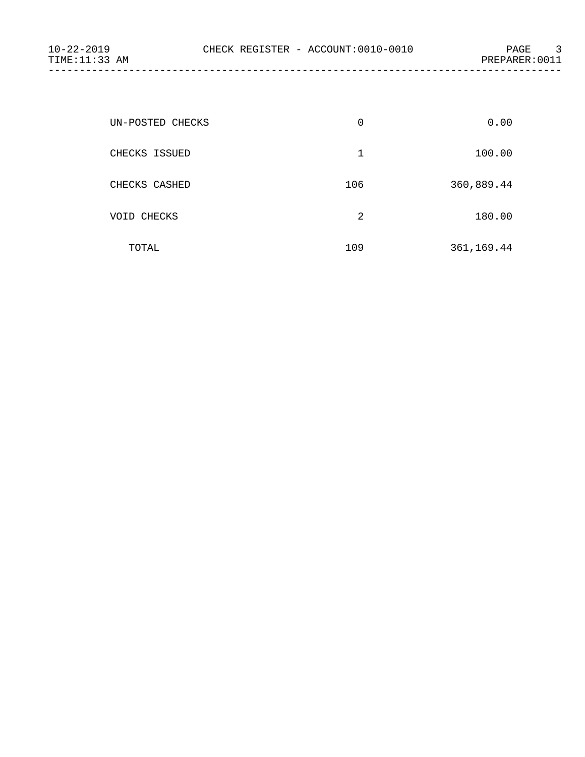| | | |
|---|---|---|
| UN-POSTED CHECKS | 0 | 0.00 |
| CHECKS ISSUED | 1 | 100.00 |
| CHECKS CASHED | 106 | 360,889.44 |
| VOID CHECKS | 2 | 180.00 |
| TOTAL | 109 | 361,169.44 |